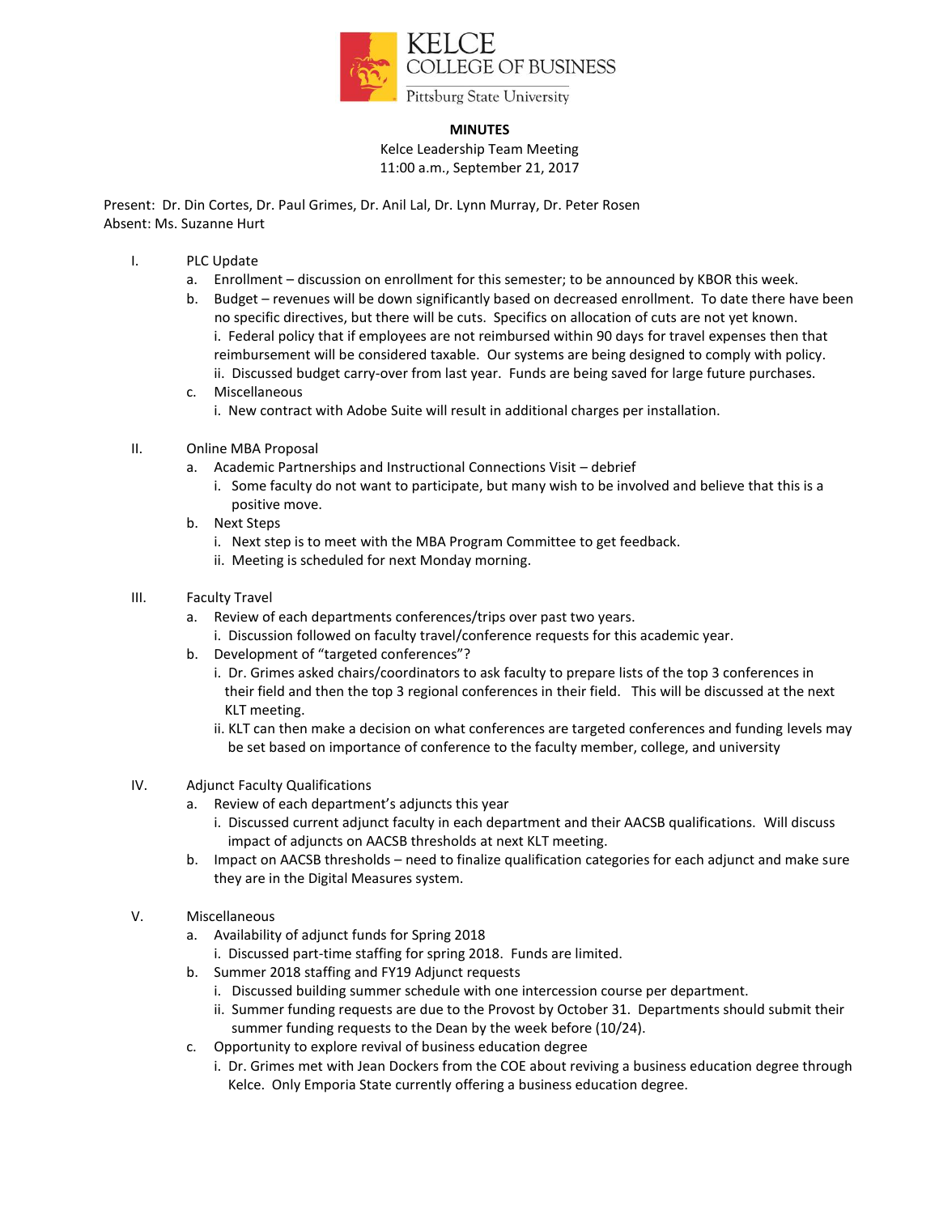KELCE COLLEGE OF BUSINESS

Pittsburg State University

**MINUTES**

Kelce Leadership Team Meeting

11:00 a.m., September 21, 2017

Present: Dr. Din Cortes, Dr. Paul Grimes, Dr. Anil Lal, Dr. Lynn Murray, Dr. Peter Rosen

Absent: Ms. Suzanne Hurt

I. PLC Update
   a. Enrollment – discussion on enrollment for this semester; to be announced by KBOR this week.
   b. Budget – revenues will be down significantly based on decreased enrollment. To date there have been no specific directives, but there will be cuts. Specifics on allocation of cuts are not yet known.
      i. Federal policy that if employees are not reimbursed within 90 days for travel expenses then that reimbursement will be considered taxable. Our systems are being designed to comply with policy.
      ii. Discussed budget carry-over from last year. Funds are being saved for large future purchases.
   c. Miscellaneous
      i. New contract with Adobe Suite will result in additional charges per installation.

II. Online MBA Proposal
   a. Academic Partnerships and Instructional Connections Visit – debrief
      i. Some faculty do not want to participate, but many wish to be involved and believe that this is a positive move.
   b. Next Steps
      i. Next step is to meet with the MBA Program Committee to get feedback.
      ii. Meeting is scheduled for next Monday morning.

III. Faculty Travel
   a. Review of each departments conferences/trips over past two years.
      i. Discussion followed on faculty travel/conference requests for this academic year.
   b. Development of "targeted conferences"?
      i. Dr. Grimes asked chairs/coordinators to ask faculty to prepare lists of the top 3 conferences in their field and then the top 3 regional conferences in their field. This will be discussed at the next KLT meeting.
      ii. KLT can then make a decision on what conferences are targeted conferences and funding levels may be set based on importance of conference to the faculty member, college, and university

IV. Adjunct Faculty Qualifications
   a. Review of each department's adjuncts this year
      i. Discussed current adjunct faculty in each department and their AACSB qualifications. Will discuss impact of adjuncts on AACSB thresholds at next KLT meeting.
   b. Impact on AACSB thresholds – need to finalize qualification categories for each adjunct and make sure they are in the Digital Measures system.

V. Miscellaneous
   a. Availability of adjunct funds for Spring 2018
      i. Discussed part-time staffing for spring 2018. Funds are limited.
   b. Summer 2018 staffing and FY19 Adjunct requests
      i. Discussed building summer schedule with one intercession course per department.
      ii. Summer funding requests are due to the Provost by October 31. Departments should submit their summer funding requests to the Dean by the week before (10/24).
   c. Opportunity to explore revival of business education degree
      i. Dr. Grimes met with Jean Dockers from the COE about reviving a business education degree through Kelce. Only Emporia State currently offering a business education degree.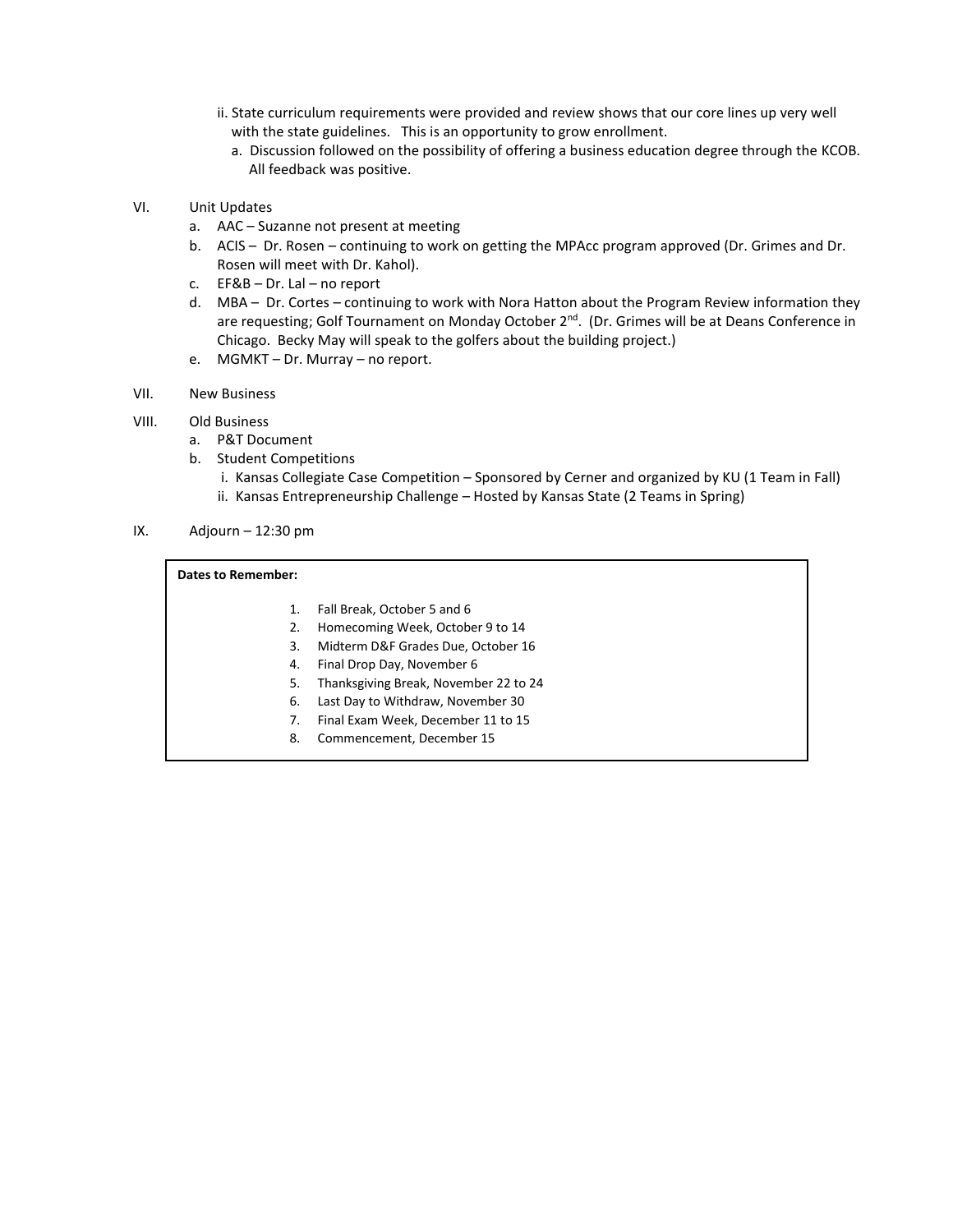ii. State curriculum requirements were provided and review shows that our core lines up very well with the state guidelines. This is an opportunity to grow enrollment.

   a. Discussion followed on the possibility of offering a business education degree through the KCOB. All feedback was positive.

VI. Unit Updates

a. AAC – Suzanne not present at meeting
b. ACIS – Dr. Rosen – continuing to work on getting the MPAcc program approved (Dr. Grimes and Dr. Rosen will meet with Dr. Kahol).
c. EF&B – Dr. Lal – no report
d. MBA – Dr. Cortes – continuing to work with Nora Hatton about the Program Review information they are requesting; Golf Tournament on Monday October 2nd. (Dr. Grimes will be at Deans Conference in Chicago. Becky May will speak to the golfers about the building project.)
e. MGMKT – Dr. Murray – no report.

VII. New Business

VIII. Old Business

a. P&T Document
b. Student Competitions
   i. Kansas Collegiate Case Competition – Sponsored by Cerner and organized by KU (1 Team in Fall)
   ii. Kansas Entrepreneurship Challenge – Hosted by Kansas State (2 Teams in Spring)

IX. Adjourn – 12:30 pm

**Dates to Remember:**

1. Fall Break, October 5 and 6
2. Homecoming Week, October 9 to 14
3. Midterm D&F Grades Due, October 16
4. Final Drop Day, November 6
5. Thanksgiving Break, November 22 to 24
6. Last Day to Withdraw, November 30
7. Final Exam Week, December 11 to 15
8. Commencement, December 15